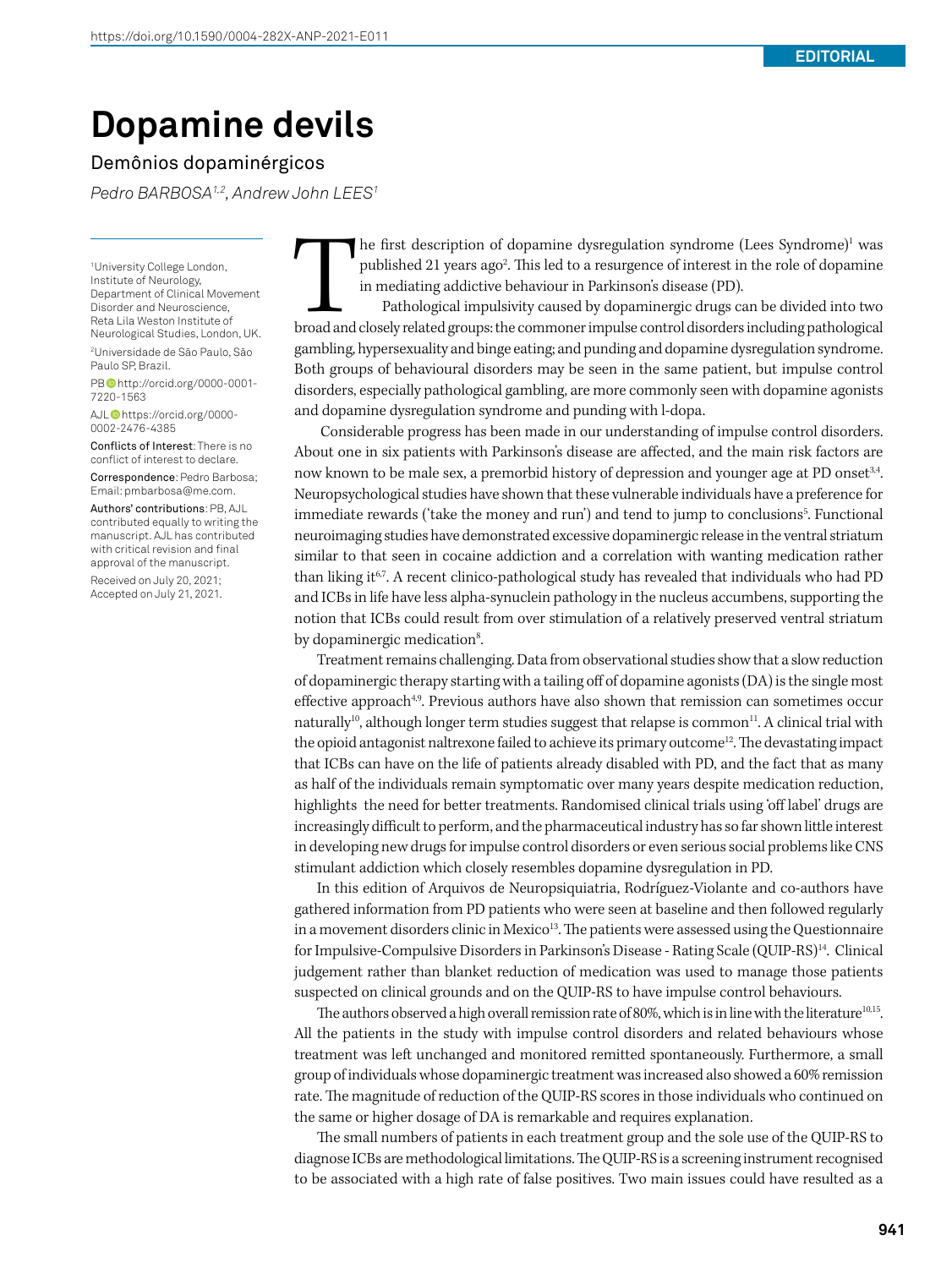https://doi.org/10.1590/0004-282X-ANP-2021-E011

**EDITORIAL**

# Dopamine devils

## Demônios dopaminérgicos

*Pedro BARBOSA[1,2], Andrew John LEES[1]*

[1]University College London, Institute of Neurology, Department of Clinical Movement Disorder and Neuroscience, Reta Lila Weston Institute of Neurological Studies, London, UK.

[2]Universidade de São Paulo, São Paulo SP, Brazil.

PB http://orcid.org/0000-0001-7220-1563

AJL https://orcid.org/0000-0002-2476-4385

**Conflicts of Interest**: There is no conflict of interest to declare.

**Correspondence**: Pedro Barbosa; Email: pmbarbosa@me.com.

**Authors' contributions**: PB, AJL contributed equally to writing the manuscript. AJL has contributed with critical revision and final approval of the manuscript.

Received on July 20, 2021; Accepted on July 21, 2021.

The first description of dopamine dysregulation syndrome (Lees Syndrome)[1] was published 21 years ago[2]. This led to a resurgence of interest in the role of dopamine in mediating addictive behaviour in Parkinson's disease (PD).

Pathological impulsivity caused by dopaminergic drugs can be divided into two broad and closely related groups: the commoner impulse control disorders including pathological gambling, hypersexuality and binge eating; and punding and dopamine dysregulation syndrome. Both groups of behavioural disorders may be seen in the same patient, but impulse control disorders, especially pathological gambling, are more commonly seen with dopamine agonists and dopamine dysregulation syndrome and punding with l-dopa.

Considerable progress has been made in our understanding of impulse control disorders. About one in six patients with Parkinson's disease are affected, and the main risk factors are now known to be male sex, a premorbid history of depression and younger age at PD onset[3,4]. Neuropsychological studies have shown that these vulnerable individuals have a preference for immediate rewards ('take the money and run') and tend to jump to conclusions[5]. Functional neuroimaging studies have demonstrated excessive dopaminergic release in the ventral striatum similar to that seen in cocaine addiction and a correlation with wanting medication rather than liking it[6,7]. A recent clinico-pathological study has revealed that individuals who had PD and ICBs in life have less alpha-synuclein pathology in the nucleus accumbens, supporting the notion that ICBs could result from over stimulation of a relatively preserved ventral striatum by dopaminergic medication[8].

Treatment remains challenging. Data from observational studies show that a slow reduction of dopaminergic therapy starting with a tailing off of dopamine agonists (DA) is the single most effective approach[4,9]. Previous authors have also shown that remission can sometimes occur naturally[10], although longer term studies suggest that relapse is common[11]. A clinical trial with the opioid antagonist naltrexone failed to achieve its primary outcome[12]. The devastating impact that ICBs can have on the life of patients already disabled with PD, and the fact that as many as half of the individuals remain symptomatic over many years despite medication reduction, highlights the need for better treatments. Randomised clinical trials using 'off label' drugs are increasingly difficult to perform, and the pharmaceutical industry has so far shown little interest in developing new drugs for impulse control disorders or even serious social problems like CNS stimulant addiction which closely resembles dopamine dysregulation in PD.

In this edition of Arquivos de Neuropsiquiatria, Rodríguez-Violante and co-authors have gathered information from PD patients who were seen at baseline and then followed regularly in a movement disorders clinic in Mexico[13]. The patients were assessed using the Questionnaire for Impulsive-Compulsive Disorders in Parkinson's Disease - Rating Scale (QUIP-RS)[14]. Clinical judgement rather than blanket reduction of medication was used to manage those patients suspected on clinical grounds and on the QUIP-RS to have impulse control behaviours.

The authors observed a high overall remission rate of 80%, which is in line with the literature[10,15]. All the patients in the study with impulse control disorders and related behaviours whose treatment was left unchanged and monitored remitted spontaneously. Furthermore, a small group of individuals whose dopaminergic treatment was increased also showed a 60% remission rate. The magnitude of reduction of the QUIP-RS scores in those individuals who continued on the same or higher dosage of DA is remarkable and requires explanation.

The small numbers of patients in each treatment group and the sole use of the QUIP-RS to diagnose ICBs are methodological limitations. The QUIP-RS is a screening instrument recognised to be associated with a high rate of false positives. Two main issues could have resulted as a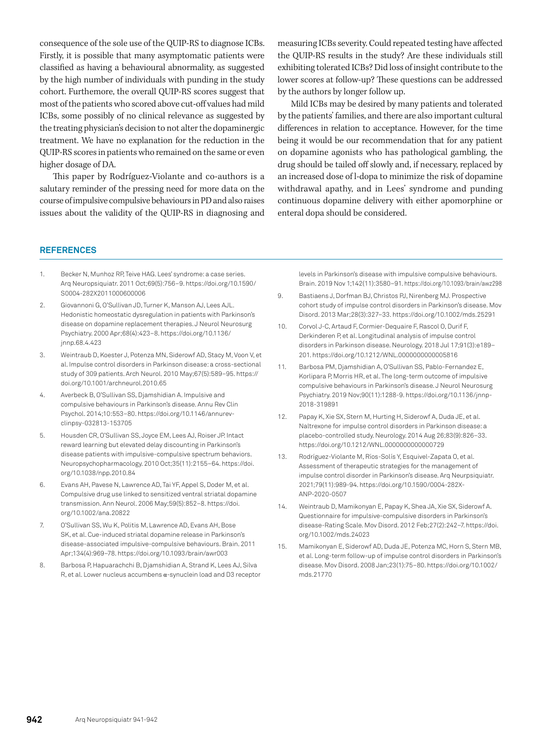consequence of the sole use of the QUIP-RS to diagnose ICBs. Firstly, it is possible that many asymptomatic patients were classified as having a behavioural abnormality, as suggested by the high number of individuals with punding in the study cohort. Furthermore, the overall QUIP-RS scores suggest that most of the patients who scored above cut-off values had mild ICBs, some possibly of no clinical relevance as suggested by the treating physician's decision to not alter the dopaminergic treatment. We have no explanation for the reduction in the QUIP-RS scores in patients who remained on the same or even higher dosage of DA.

This paper by Rodríguez-Violante and co-authors is a salutary reminder of the pressing need for more data on the course of impulsive compulsive behaviours in PD and also raises issues about the validity of the QUIP-RS in diagnosing and measuring ICBs severity. Could repeated testing have affected the QUIP-RS results in the study? Are these individuals still exhibiting tolerated ICBs? Did loss of insight contribute to the lower scores at follow-up? These questions can be addressed by the authors by longer follow up.

Mild ICBs may be desired by many patients and tolerated by the patients' families, and there are also important cultural differences in relation to acceptance. However, for the time being it would be our recommendation that for any patient on dopamine agonists who has pathological gambling, the drug should be tailed off slowly and, if necessary, replaced by an increased dose of l-dopa to minimize the risk of dopamine withdrawal apathy, and in Lees' syndrome and punding continuous dopamine delivery with either apomorphine or enteral dopa should be considered.

## REFERENCES

1. Becker N, Munhoz RP, Teive HAG. Lees' syndrome: a case series. Arq Neuropsiquiatr. 2011 Oct;69(5):756–9. https://doi.org/10.1590/S0004-282X2011000600006
2. Giovannoni G, O'Sullivan JD, Turner K, Manson AJ, Lees AJL. Hedonistic homeostatic dysregulation in patients with Parkinson's disease on dopamine replacement therapies. J Neurol Neurosurg Psychiatry. 2000 Apr;68(4):423–8. https://doi.org/10.1136/jnnp.68.4.423
3. Weintraub D, Koester J, Potenza MN, Siderowf AD, Stacy M, Voon V, et al. Impulse control disorders in Parkinson disease: a cross-sectional study of 309 patients. Arch Neurol. 2010 May;67(5):589–95. https://doi.org/10.1001/archneurol.2010.65
4. Averbeck B, O'Sullivan SS, Djamshidian A. Impulsive and compulsive behaviours in Parkinson's disease. Annu Rev Clin Psychol. 2014;10:553–80. https://doi.org/10.1146/annurev-clinpsy-032813-153705
5. Housden CR, O'Sullivan SS, Joyce EM, Lees AJ, Roiser JP. Intact reward learning but elevated delay discounting in Parkinson's disease patients with impulsive-compulsive spectrum behaviors. Neuropsychopharmacology. 2010 Oct;35(11):2155–64. https://doi.org/10.1038/npp.2010.84
6. Evans AH, Pavese N, Lawrence AD, Tai YF, Appel S, Doder M, et al. Compulsive drug use linked to sensitized ventral striatal dopamine transmission. Ann Neurol. 2006 May;59(5):852–8. https://doi.org/10.1002/ana.20822
7. O'Sullivan SS, Wu K, Politis M, Lawrence AD, Evans AH, Bose SK, et al. Cue-induced striatal dopamine release in Parkinson's disease-associated impulsive-compulsive behaviours. Brain. 2011 Apr;134(4):969–78. https://doi.org/10.1093/brain/awr003
8. Barbosa P, Hapuarachchi B, Djamshidian A, Strand K, Lees AJ, Silva R, et al. Lower nucleus accumbens α-synuclein load and D3 receptor levels in Parkinson's disease with impulsive compulsive behaviours. Brain. 2019 Nov 1;142(11):3580–91. https://doi.org/10.1093/brain/awz298
9. Bastiaens J, Dorfman BJ, Christos PJ, Nirenberg MJ. Prospective cohort study of impulse control disorders in Parkinson's disease. Mov Disord. 2013 Mar;28(3):327–33. https://doi.org/10.1002/mds.25291
10. Corvol J-C, Artaud F, Cormier-Dequaire F, Rascol O, Durif F, Derkinderen P, et al. Longitudinal analysis of impulse control disorders in Parkinson disease. Neurology. 2018 Jul 17;91(3):e189–201. https://doi.org/10.1212/WNL.0000000000005816
11. Barbosa PM, Djamshidian A, O'Sullivan SS, Pablo-Fernandez E, Korlipara P, Morris HR, et al. The long-term outcome of impulsive compulsive behaviours in Parkinson's disease. J Neurol Neurosurg Psychiatry. 2019 Nov;90(11):1288-9. https://doi.org/10.1136/jnnp-2018-319891
12. Papay K, Xie SX, Stern M, Hurting H, Siderowf A, Duda JE, et al. Naltrexone for impulse control disorders in Parkinson disease: a placebo-controlled study. Neurology. 2014 Aug 26;83(9):826–33. https://doi.org/10.1212/WNL.0000000000000729
13. Rodríguez-Violante M, Ríos-Solís Y, Esquivel-Zapata O, et al. Assessment of therapeutic strategies for the management of impulse control disorder in Parkinson's disease. Arq Neurpsiquiatr. 2021;79(11):989-94. https://doi.org/10.1590/0004-282X-ANP-2020-0507
14. Weintraub D, Mamikonyan E, Papay K, Shea JA, Xie SX, Siderowf A. Questionnaire for impulsive-compulsive disorders in Parkinson's disease-Rating Scale. Mov Disord. 2012 Feb;27(2):242–7. https://doi.org/10.1002/mds.24023
15. Mamikonyan E, Siderowf AD, Duda JE, Potenza MC, Horn S, Stern MB, et al. Long-term follow-up of impulse control disorders in Parkinson's disease. Mov Disord. 2008 Jan;23(1):75–80. https://doi.org/10.1002/mds.21770